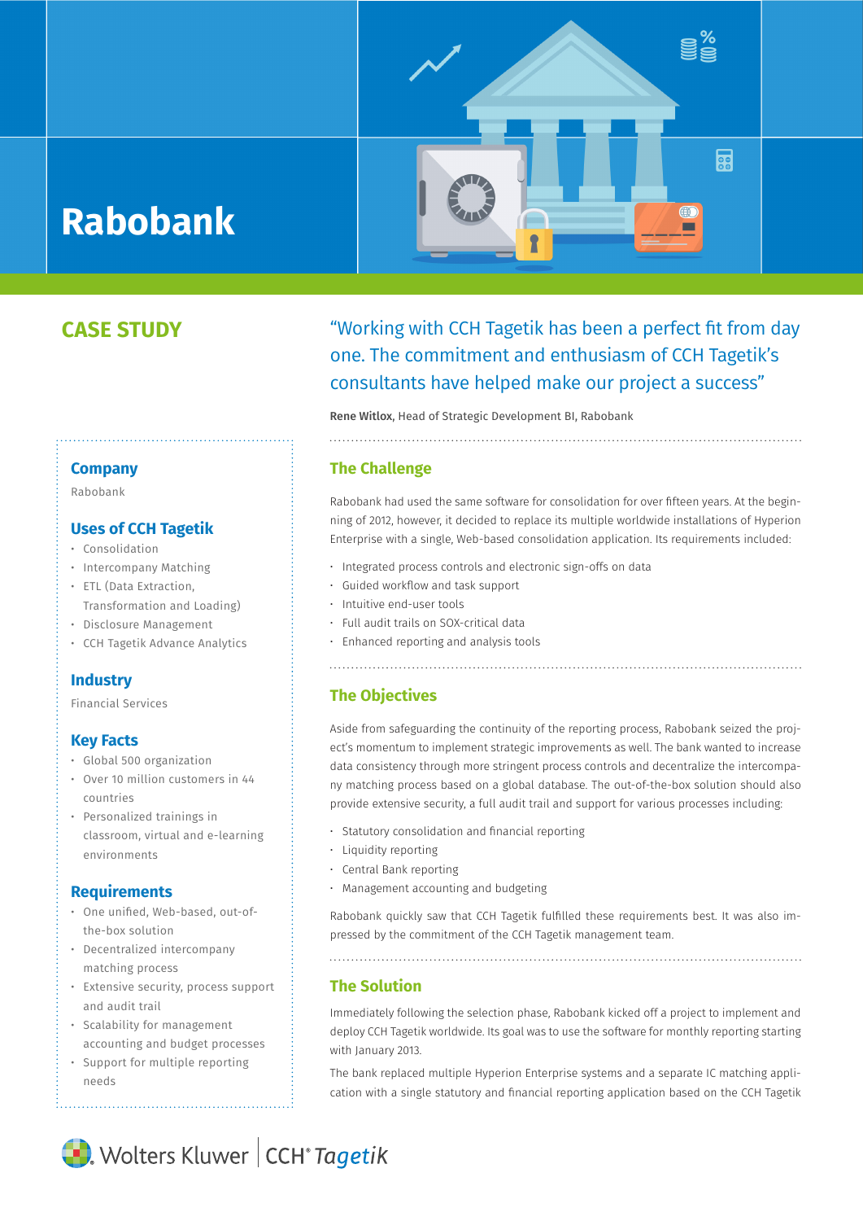# Rabobank

## CASE STUDY

"Working with CCH Tagetik has been a perfect fit from day one. The commitment and enthusiasm of CCH Tagetik's consultants have helped make our project a success"

**Rene Witlox**, Head of Strategic Development BI, Rabobank

### Company

Rabobank

### Uses of CCH Tagetik

- Consolidation
- Intercompany Matching
- ETL (Data Extraction, Transformation and Loading)
- Disclosure Management
- CCH Tagetik Advance Analytics

### Industry

Financial Services

### Key Facts

- Global 500 organization
- Over 10 million customers in 44 countries
- Personalized trainings in classroom, virtual and e-learning environments

### Requirements

- One unified, Web-based, out-of-the-box solution
- Decentralized intercompany matching process
- Extensive security, process support and audit trail
- Scalability for management accounting and budget processes
- Support for multiple reporting needs

## The Challenge

Rabobank had used the same software for consolidation for over fifteen years. At the beginning of 2012, however, it decided to replace its multiple worldwide installations of Hyperion Enterprise with a single, Web-based consolidation application. Its requirements included:

- Integrated process controls and electronic sign-offs on data
- Guided workflow and task support
- Intuitive end-user tools
- Full audit trails on SOX-critical data
- Enhanced reporting and analysis tools

## The Objectives

Aside from safeguarding the continuity of the reporting process, Rabobank seized the project's momentum to implement strategic improvements as well. The bank wanted to increase data consistency through more stringent process controls and decentralize the intercompany matching process based on a global database. The out-of-the-box solution should also provide extensive security, a full audit trail and support for various processes including:

- Statutory consolidation and financial reporting
- Liquidity reporting
- Central Bank reporting
- Management accounting and budgeting

Rabobank quickly saw that CCH Tagetik fulfilled these requirements best. It was also impressed by the commitment of the CCH Tagetik management team.

## The Solution

Immediately following the selection phase, Rabobank kicked off a project to implement and deploy CCH Tagetik worldwide. Its goal was to use the software for monthly reporting starting with January 2013.

The bank replaced multiple Hyperion Enterprise systems and a separate IC matching application with a single statutory and financial reporting application based on the CCH Tagetik

Wolters Kluwer | CCH® Tagetik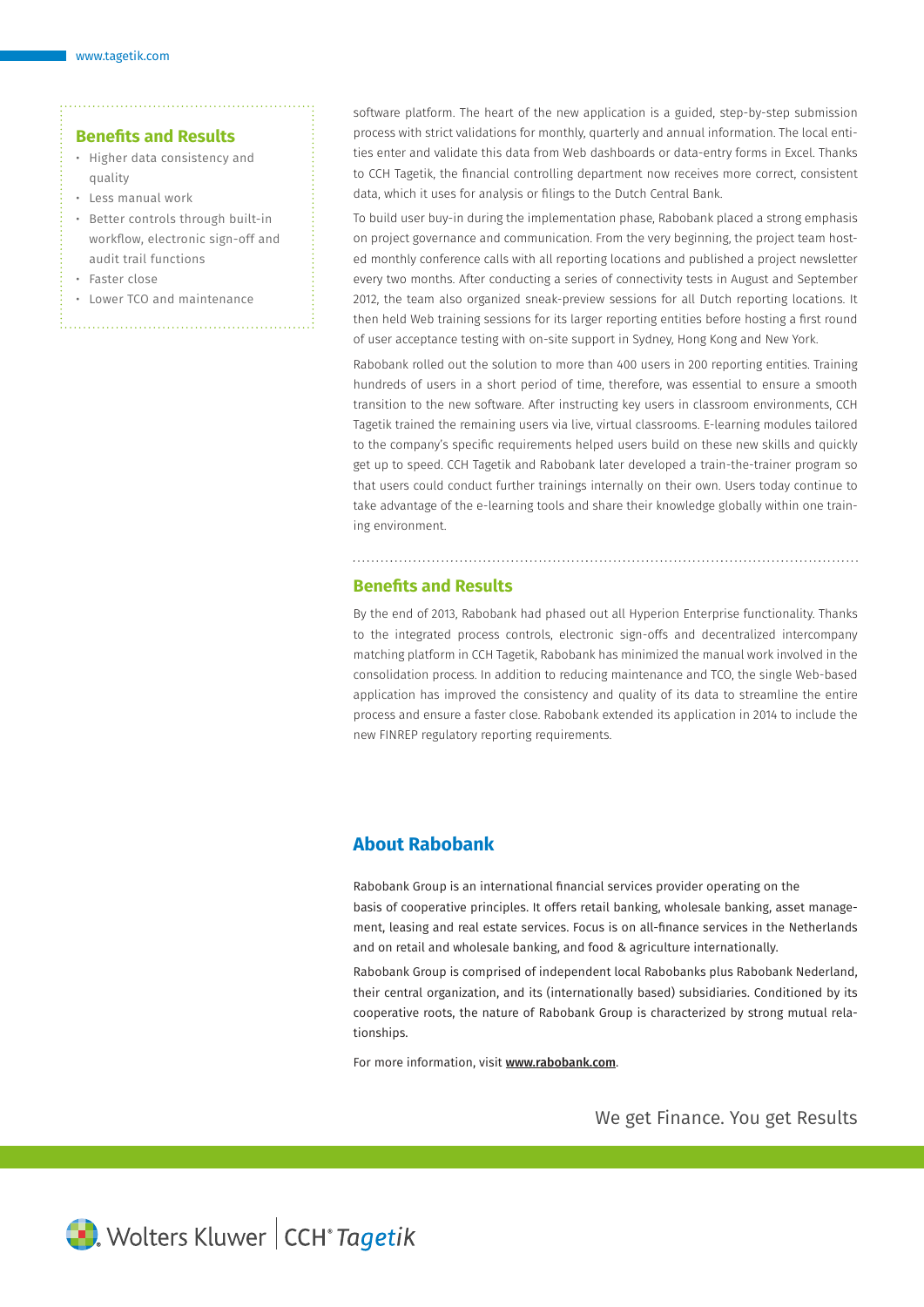## Benefits and Results

- Higher data consistency and quality
- Less manual work
- Better controls through built-in workflow, electronic sign-off and audit trail functions
- Faster close
- Lower TCO and maintenance

software platform. The heart of the new application is a guided, step-by-step submission process with strict validations for monthly, quarterly and annual information. The local entities enter and validate this data from Web dashboards or data-entry forms in Excel. Thanks to CCH Tagetik, the financial controlling department now receives more correct, consistent data, which it uses for analysis or filings to the Dutch Central Bank.

To build user buy-in during the implementation phase, Rabobank placed a strong emphasis on project governance and communication. From the very beginning, the project team hosted monthly conference calls with all reporting locations and published a project newsletter every two months. After conducting a series of connectivity tests in August and September 2012, the team also organized sneak-preview sessions for all Dutch reporting locations. It then held Web training sessions for its larger reporting entities before hosting a first round of user acceptance testing with on-site support in Sydney, Hong Kong and New York.

Rabobank rolled out the solution to more than 400 users in 200 reporting entities. Training hundreds of users in a short period of time, therefore, was essential to ensure a smooth transition to the new software. After instructing key users in classroom environments, CCH Tagetik trained the remaining users via live, virtual classrooms. E-learning modules tailored to the company's specific requirements helped users build on these new skills and quickly get up to speed. CCH Tagetik and Rabobank later developed a train-the-trainer program so that users could conduct further trainings internally on their own. Users today continue to take advantage of the e-learning tools and share their knowledge globally within one training environment.

## Benefits and Results

By the end of 2013, Rabobank had phased out all Hyperion Enterprise functionality. Thanks to the integrated process controls, electronic sign-offs and decentralized intercompany matching platform in CCH Tagetik, Rabobank has minimized the manual work involved in the consolidation process. In addition to reducing maintenance and TCO, the single Web-based application has improved the consistency and quality of its data to streamline the entire process and ensure a faster close. Rabobank extended its application in 2014 to include the new FINREP regulatory reporting requirements.

## About Rabobank

Rabobank Group is an international financial services provider operating on the basis of cooperative principles. It offers retail banking, wholesale banking, asset management, leasing and real estate services. Focus is on all-finance services in the Netherlands and on retail and wholesale banking, and food & agriculture internationally.

Rabobank Group is comprised of independent local Rabobanks plus Rabobank Nederland, their central organization, and its (internationally based) subsidiaries. Conditioned by its cooperative roots, the nature of Rabobank Group is characterized by strong mutual relationships.

For more information, visit **www.rabobank.com**.

We get Finance. You get Results

Wolters Kluwer | CCH® Tagetik